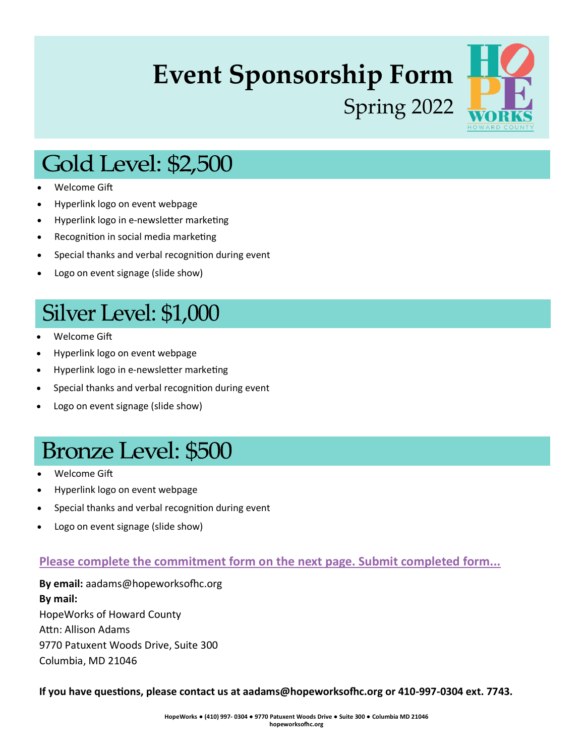# Event Sponsorship Form

Spring 2022

## Gold Level: $2,500

- Welcome Gift
- Hyperlink logo on event webpage
- Hyperlink logo in e-newsletter marketing
- Recognition in social media marketing
- Special thanks and verbal recognition during event
- Logo on event signage (slide show)

## Silver Level: $1,000

- Welcome Gift
- Hyperlink logo on event webpage
- Hyperlink logo in e-newsletter marketing
- Special thanks and verbal recognition during event
- Logo on event signage (slide show)

## Bronze Level: $500

- Welcome Gift
- Hyperlink logo on event webpage
- Special thanks and verbal recognition during event
- Logo on event signage (slide show)

**Please complete the commitment form on the next page. Submit completed form...**

**By email:** aadams@hopeworksofhc.org
**By mail:**
HopeWorks of Howard County
Attn: Allison Adams
9770 Patuxent Woods Drive, Suite 300
Columbia, MD 21046

**If you have questions, please contact us at aadams@hopeworksofhc.org or 410-997-0304 ext. 7743.**

**HopeWorks ● (410) 997- 0304 ● 9770 Patuxent Woods Drive ● Suite 300 ● Columbia MD 21046**
**hopeworksofhc.org**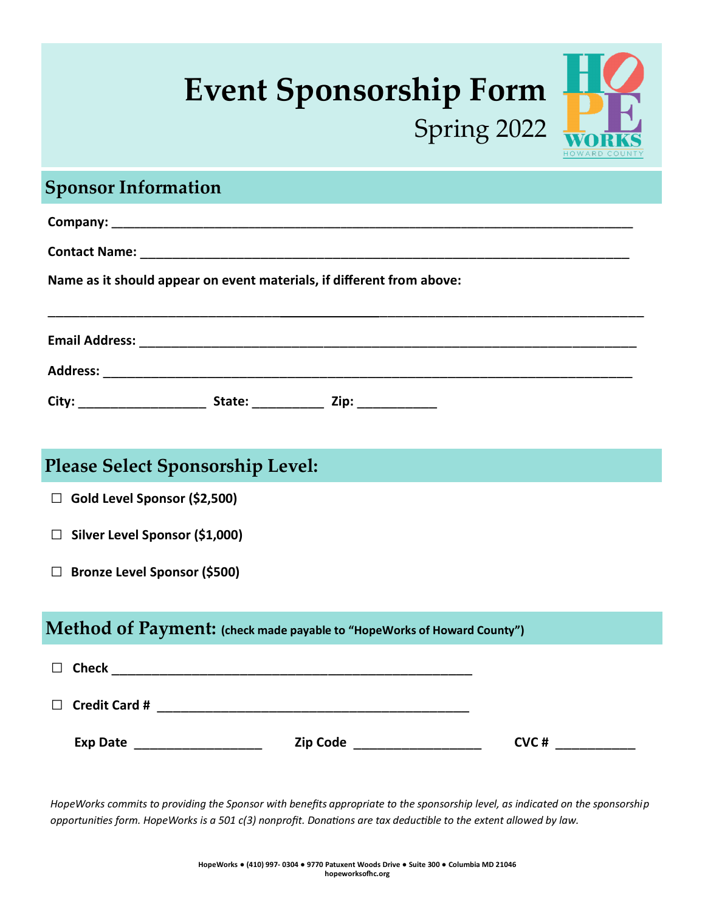# Event Sponsorship Form

Spring 2022

HOPE WORKS HOWARD COUNTY

## Sponsor Information

**Company:** ___________________________________________________________________________

**Contact Name:** ______________________________________________________________________

**Name as it should appear on event materials, if different from above:**

_____________________________________________________________________________________

**Email Address:** ______________________________________________________________________

**Address:** ___________________________________________________________________________

**City:** __________________ **State:** __________ **Zip:** ___________

## Please Select Sponsorship Level:

☐ **Gold Level Sponsor ($2,500)**

☐ **Silver Level Sponsor ($1,000)**

☐ **Bronze Level Sponsor ($500)**

## Method of Payment: (check made payable to "HopeWorks of Howard County")

☐ **Check** ____________________________________________________

☐ **Credit Card #** ______________________________________________

**Exp Date** __________________ **Zip Code** __________________ **CVC #** ___________

*HopeWorks commits to providing the Sponsor with benefits appropriate to the sponsorship level, as indicated on the sponsorship opportunities form. HopeWorks is a 501 c(3) nonprofit. Donations are tax deductible to the extent allowed by law.*

**HopeWorks ● (410) 997- 0304 ● 9770 Patuxent Woods Drive ● Suite 300 ● Columbia MD 21046**
**hopeworksofhc.org**